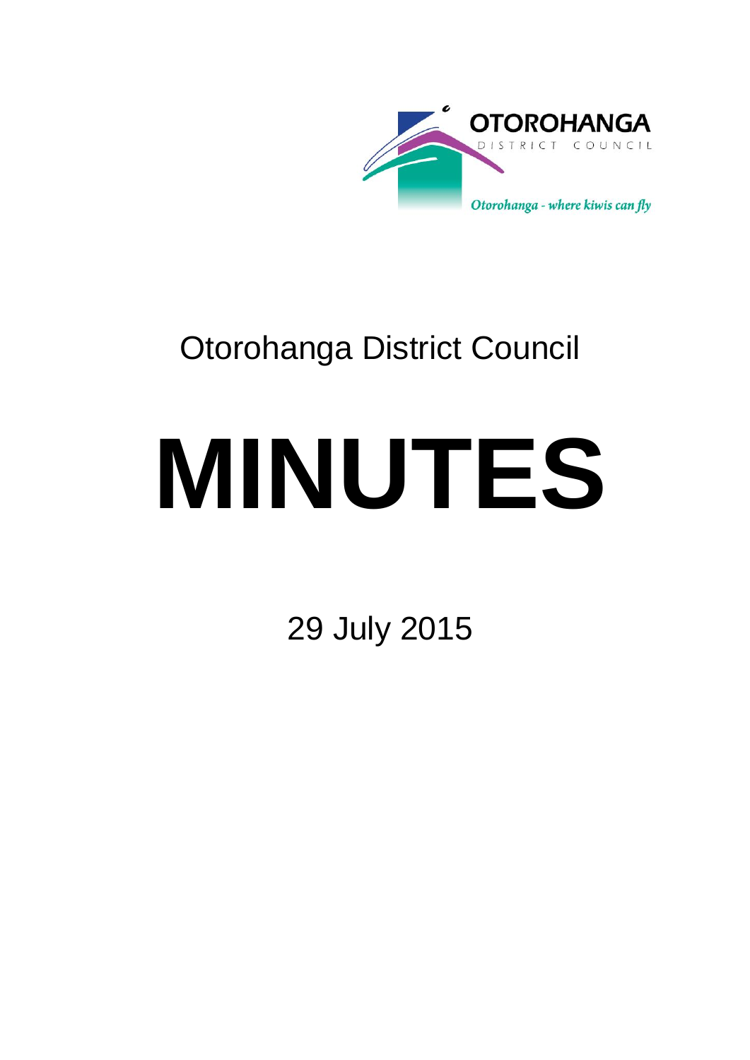OTOROHANGA

DISTRICT COUNCIL

*Otorohanga - where kiwis can fly*

Otorohanga District Council

# MINUTES

29 July 2015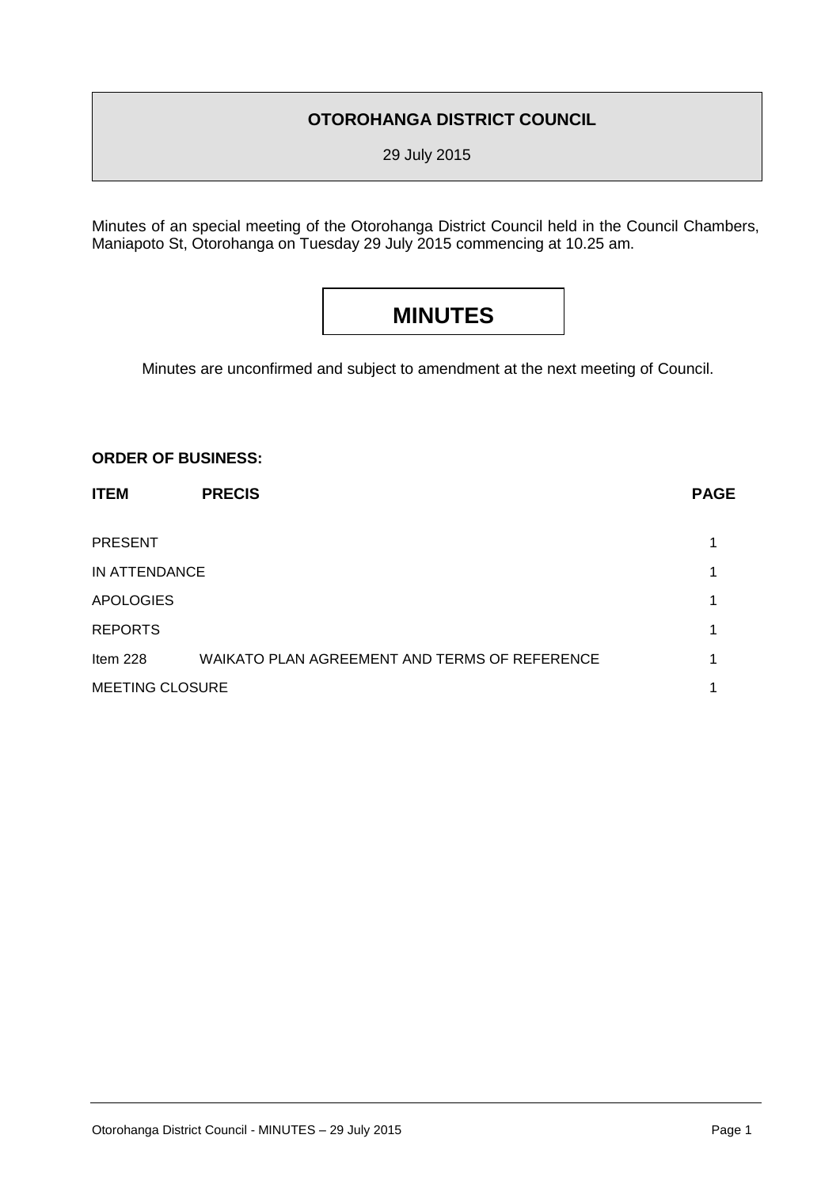**OTOROHANGA DISTRICT COUNCIL**

29 July 2015

Minutes of an special meeting of the Otorohanga District Council held in the Council Chambers, Maniapoto St, Otorohanga on Tuesday 29 July 2015 commencing at 10.25 am.

# MINUTES

Minutes are unconfirmed and subject to amendment at the next meeting of Council.

**ORDER OF BUSINESS:**

| **ITEM** | **PRECIS** | **PAGE** |
|---|---|---|
| PRESENT | | 1 |
| IN ATTENDANCE | | 1 |
| APOLOGIES | | 1 |
| REPORTS | | 1 |
| Item 228 | WAIKATO PLAN AGREEMENT AND TERMS OF REFERENCE | 1 |
| MEETING CLOSURE | | 1 |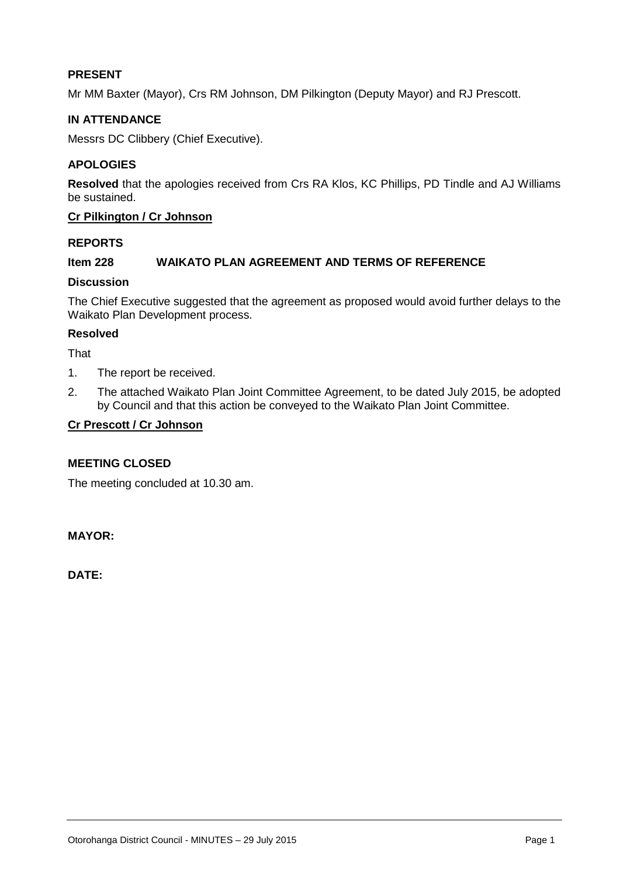**PRESENT**

Mr MM Baxter (Mayor), Crs RM Johnson, DM Pilkington (Deputy Mayor) and RJ Prescott.

**IN ATTENDANCE**

Messrs DC Clibbery (Chief Executive).

**APOLOGIES**

**Resolved** that the apologies received from Crs RA Klos, KC Phillips, PD Tindle and AJ Williams be sustained.

**Cr Pilkington / Cr Johnson**

**REPORTS**

**Item 228 WAIKATO PLAN AGREEMENT AND TERMS OF REFERENCE**

**Discussion**

The Chief Executive suggested that the agreement as proposed would avoid further delays to the Waikato Plan Development process.

**Resolved**

That

1. The report be received.
2. The attached Waikato Plan Joint Committee Agreement, to be dated July 2015, be adopted by Council and that this action be conveyed to the Waikato Plan Joint Committee.

**Cr Prescott / Cr Johnson**

**MEETING CLOSED**

The meeting concluded at 10.30 am.

**MAYOR:**

**DATE:**